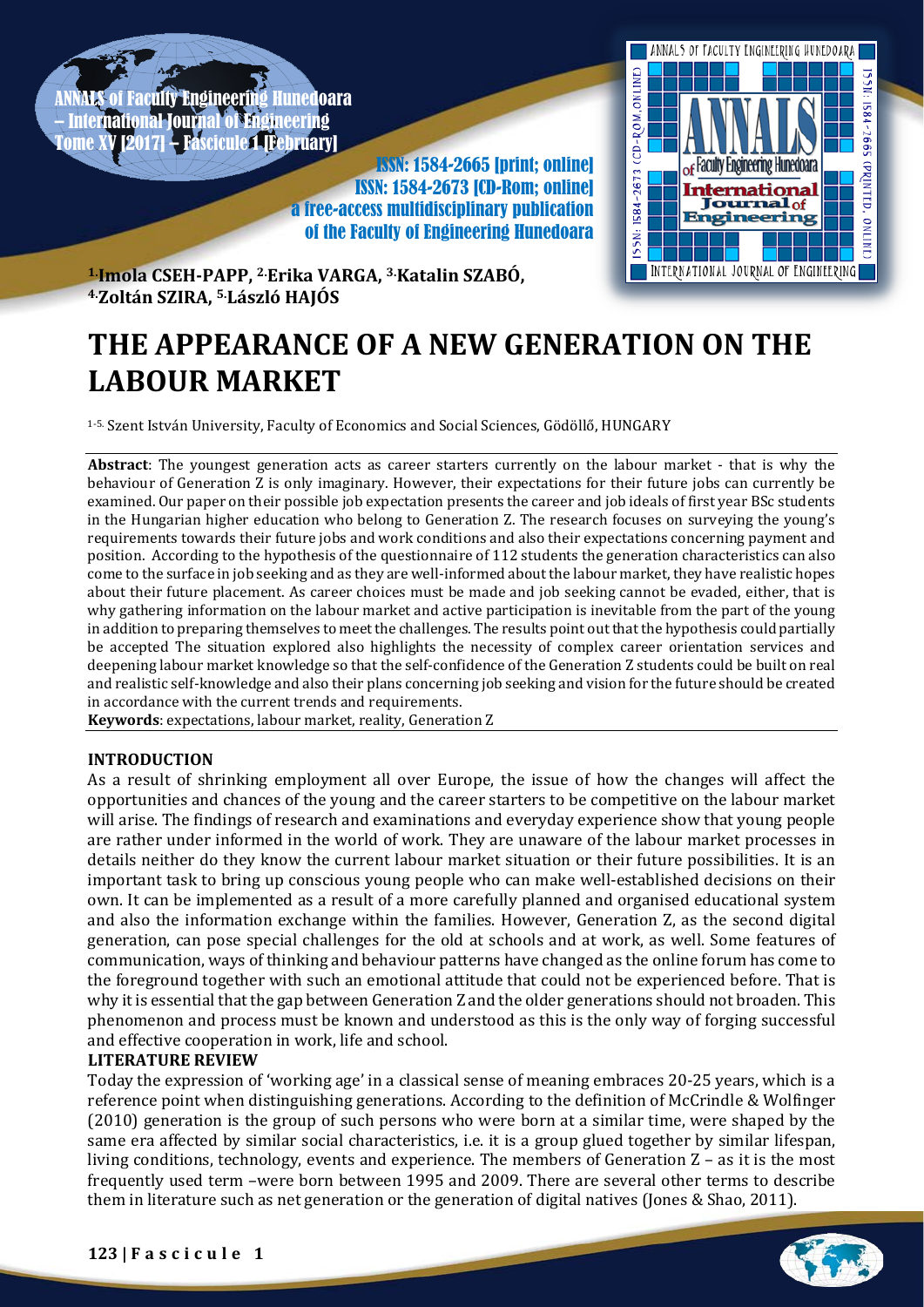[1.]**Imola CSEH-PAPP**, [2.]**Erika VARGA**, [3.]**Katalin SZABÓ**, [4.]**Zoltán SZIRA**, [5.]**László HAJÓS**

# THE APPEARANCE OF A NEW GENERATION ON THE LABOUR MARKET

[1-5.] Szent István University, Faculty of Economics and Social Sciences, Gödöllő, HUNGARY

**Abstract**: The youngest generation acts as career starters currently on the labour market - that is why the behaviour of Generation Z is only imaginary. However, their expectations for their future jobs can currently be examined. Our paper on their possible job expectation presents the career and job ideals of first year BSc students in the Hungarian higher education who belong to Generation Z. The research focuses on surveying the young's requirements towards their future jobs and work conditions and also their expectations concerning payment and position. According to the hypothesis of the questionnaire of 112 students the generation characteristics can also come to the surface in job seeking and as they are well-informed about the labour market, they have realistic hopes about their future placement. As career choices must be made and job seeking cannot be evaded, either, that is why gathering information on the labour market and active participation is inevitable from the part of the young in addition to preparing themselves to meet the challenges. The results point out that the hypothesis could partially be accepted The situation explored also highlights the necessity of complex career orientation services and deepening labour market knowledge so that the self-confidence of the Generation Z students could be built on real and realistic self-knowledge and also their plans concerning job seeking and vision for the future should be created in accordance with the current trends and requirements.

**Keywords**: expectations, labour market, reality, Generation Z

## INTRODUCTION

As a result of shrinking employment all over Europe, the issue of how the changes will affect the opportunities and chances of the young and the career starters to be competitive on the labour market will arise. The findings of research and examinations and everyday experience show that young people are rather under informed in the world of work. They are unaware of the labour market processes in details neither do they know the current labour market situation or their future possibilities. It is an important task to bring up conscious young people who can make well-established decisions on their own. It can be implemented as a result of a more carefully planned and organised educational system and also the information exchange within the families. However, Generation Z, as the second digital generation, can pose special challenges for the old at schools and at work, as well. Some features of communication, ways of thinking and behaviour patterns have changed as the online forum has come to the foreground together with such an emotional attitude that could not be experienced before. That is why it is essential that the gap between Generation Z and the older generations should not broaden. This phenomenon and process must be known and understood as this is the only way of forging successful and effective cooperation in work, life and school.

## LITERATURE REVIEW

Today the expression of 'working age' in a classical sense of meaning embraces 20-25 years, which is a reference point when distinguishing generations. According to the definition of McCrindle & Wolfinger (2010) generation is the group of such persons who were born at a similar time, were shaped by the same era affected by similar social characteristics, i.e. it is a group glued together by similar lifespan, living conditions, technology, events and experience. The members of Generation Z – as it is the most frequently used term –were born between 1995 and 2009. There are several other terms to describe them in literature such as net generation or the generation of digital natives (Jones & Shao, 2011).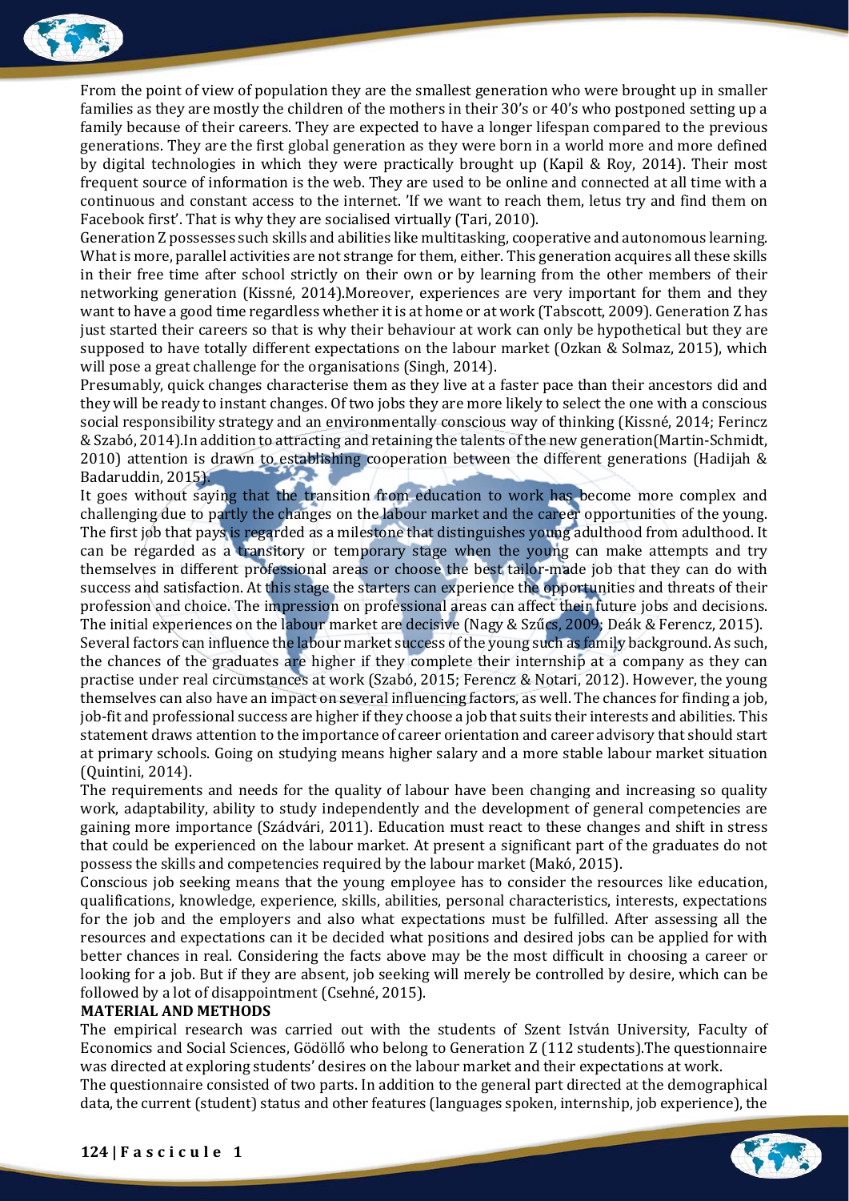From the point of view of population they are the smallest generation who were brought up in smaller families as they are mostly the children of the mothers in their 30's or 40's who postponed setting up a family because of their careers. They are expected to have a longer lifespan compared to the previous generations. They are the first global generation as they were born in a world more and more defined by digital technologies in which they were practically brought up (Kapil & Roy, 2014). Their most frequent source of information is the web. They are used to be online and connected at all time with a continuous and constant access to the internet. 'If we want to reach them, letus try and find them on Facebook first'. That is why they are socialised virtually (Tari, 2010).

Generation Z possesses such skills and abilities like multitasking, cooperative and autonomous learning. What is more, parallel activities are not strange for them, either. This generation acquires all these skills in their free time after school strictly on their own or by learning from the other members of their networking generation (Kissné, 2014).Moreover, experiences are very important for them and they want to have a good time regardless whether it is at home or at work (Tabscott, 2009). Generation Z has just started their careers so that is why their behaviour at work can only be hypothetical but they are supposed to have totally different expectations on the labour market (Ozkan & Solmaz, 2015), which will pose a great challenge for the organisations (Singh, 2014).

Presumably, quick changes characterise them as they live at a faster pace than their ancestors did and they will be ready to instant changes. Of two jobs they are more likely to select the one with a conscious social responsibility strategy and an environmentally conscious way of thinking (Kissné, 2014; Ferincz & Szabó, 2014).In addition to attracting and retaining the talents of the new generation(Martin-Schmidt, 2010) attention is drawn to establishing cooperation between the different generations (Hadijah & Badaruddin, 2015).

It goes without saying that the transition from education to work has become more complex and challenging due to partly the changes on the labour market and the career opportunities of the young. The first job that pays is regarded as a milestone that distinguishes young adulthood from adulthood. It can be regarded as a transitory or temporary stage when the young can make attempts and try themselves in different professional areas or choose the best tailor-made job that they can do with success and satisfaction. At this stage the starters can experience the opportunities and threats of their profession and choice. The impression on professional areas can affect their future jobs and decisions. The initial experiences on the labour market are decisive (Nagy & Szűcs, 2009; Deák & Ferencz, 2015).

Several factors can influence the labour market success of the young such as family background. As such, the chances of the graduates are higher if they complete their internship at a company as they can practise under real circumstances at work (Szabó, 2015; Ferencz & Notari, 2012). However, the young themselves can also have an impact on several influencing factors, as well. The chances for finding a job, job-fit and professional success are higher if they choose a job that suits their interests and abilities. This statement draws attention to the importance of career orientation and career advisory that should start at primary schools. Going on studying means higher salary and a more stable labour market situation (Quintini, 2014).

The requirements and needs for the quality of labour have been changing and increasing so quality work, adaptability, ability to study independently and the development of general competencies are gaining more importance (Szádvári, 2011). Education must react to these changes and shift in stress that could be experienced on the labour market. At present a significant part of the graduates do not possess the skills and competencies required by the labour market (Makó, 2015).

Conscious job seeking means that the young employee has to consider the resources like education, qualifications, knowledge, experience, skills, abilities, personal characteristics, interests, expectations for the job and the employers and also what expectations must be fulfilled. After assessing all the resources and expectations can it be decided what positions and desired jobs can be applied for with better chances in real. Considering the facts above may be the most difficult in choosing a career or looking for a job. But if they are absent, job seeking will merely be controlled by desire, which can be followed by a lot of disappointment (Csehné, 2015).

## MATERIAL AND METHODS

The empirical research was carried out with the students of Szent István University, Faculty of Economics and Social Sciences, Gödöllő who belong to Generation Z (112 students).The questionnaire was directed at exploring students' desires on the labour market and their expectations at work.

The questionnaire consisted of two parts. In addition to the general part directed at the demographical data, the current (student) status and other features (languages spoken, internship, job experience), the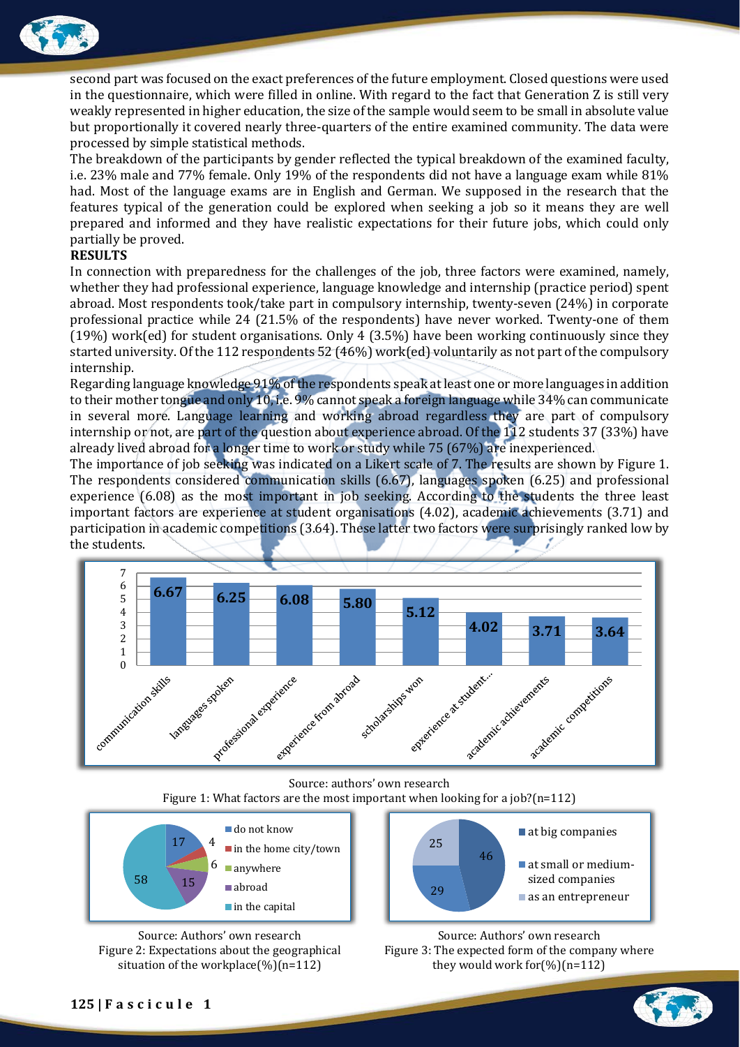second part was focused on the exact preferences of the future employment. Closed questions were used in the questionnaire, which were filled in online. With regard to the fact that Generation Z is still very weakly represented in higher education, the size of the sample would seem to be small in absolute value but proportionally it covered nearly three-quarters of the entire examined community. The data were processed by simple statistical methods.

The breakdown of the participants by gender reflected the typical breakdown of the examined faculty, i.e. 23% male and 77% female. Only 19% of the respondents did not have a language exam while 81% had. Most of the language exams are in English and German. We supposed in the research that the features typical of the generation could be explored when seeking a job so it means they are well prepared and informed and they have realistic expectations for their future jobs, which could only partially be proved.

**RESULTS**

In connection with preparedness for the challenges of the job, three factors were examined, namely, whether they had professional experience, language knowledge and internship (practice period) spent abroad. Most respondents took/take part in compulsory internship, twenty-seven (24%) in corporate professional practice while 24 (21.5% of the respondents) have never worked. Twenty-one of them (19%) work(ed) for student organisations. Only 4 (3.5%) have been working continuously since they started university. Of the 112 respondents 52 (46%) work(ed) voluntarily as not part of the compulsory internship.

Regarding language knowledge 91% of the respondents speak at least one or more languages in addition to their mother tongue and only 10, i.e. 9% cannot speak a foreign language while 34% can communicate in several more. Language learning and working abroad regardless they are part of compulsory internship or not, are part of the question about experience abroad. Of the 112 students 37 (33%) have already lived abroad for a longer time to work or study while 75 (67%) are inexperienced.

The importance of job seeking was indicated on a Likert scale of 7. The results are shown by Figure 1. The respondents considered communication skills (6.67), languages spoken (6.25) and professional experience (6.08) as the most important in job seeking. According to the students the three least important factors are experience at student organisations (4.02), academic achievements (3.71) and participation in academic competitions (3.64). These latter two factors were surprisingly ranked low by the students.

| Factor | Score |
|---|---|
| communication skills | 6.67 |
| languages spoken | 6.25 |
| professional experience | 6.08 |
| experience from abroad | 5.80 |
| scholarships won | 5.12 |
| epxerience at student... | 4.02 |
| academic achievements | 3.71 |
| academic competitions | 3.64 |

Source: authors' own research

Figure 1: What factors are the most important when looking for a job?(n=112)

| Location | % |
|---|---|
| do not know | 17 |
| in the home city/town | 4 |
| anywhere | 6 |
| abroad | 15 |
| in the capital | 58 |

Source: Authors' own research

Figure 2: Expectations about the geographical situation of the workplace(%)(n=112)

| Company form | % |
|---|---|
| at big companies | 46 |
| at small or medium-sized companies | 29 |
| as an entrepreneur | 25 |

Source: Authors' own research

Figure 3: The expected form of the company where they would work for(%)(n=112)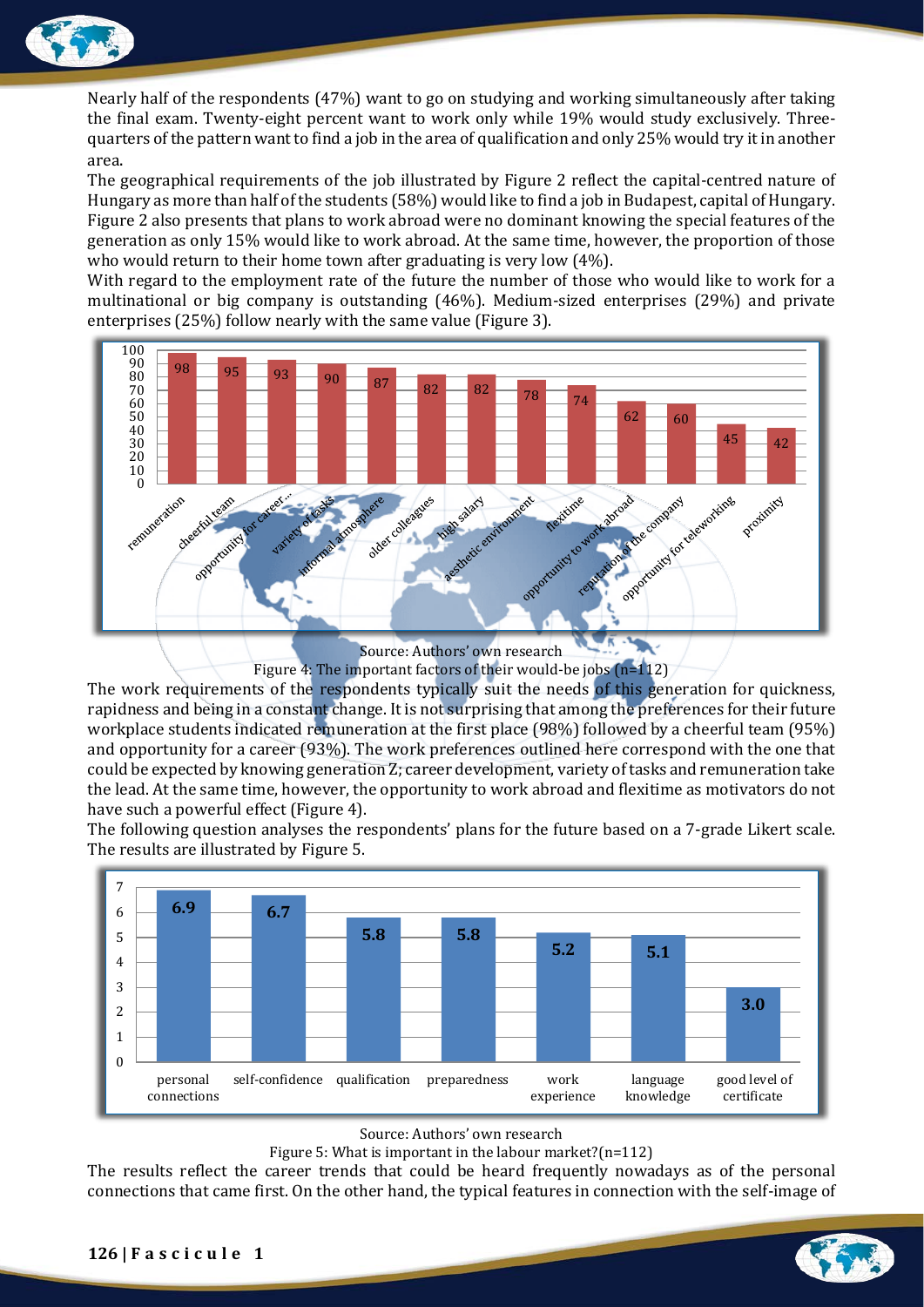Nearly half of the respondents (47%) want to go on studying and working simultaneously after taking the final exam. Twenty-eight percent want to work only while 19% would study exclusively. Three-quarters of the pattern want to find a job in the area of qualification and only 25% would try it in another area.

The geographical requirements of the job illustrated by Figure 2 reflect the capital-centred nature of Hungary as more than half of the students (58%) would like to find a job in Budapest, capital of Hungary. Figure 2 also presents that plans to work abroad were no dominant knowing the special features of the generation as only 15% would like to work abroad. At the same time, however, the proportion of those who would return to their home town after graduating is very low (4%).

With regard to the employment rate of the future the number of those who would like to work for a multinational or big company is outstanding (46%). Medium-sized enterprises (29%) and private enterprises (25%) follow nearly with the same value (Figure 3).

| Factor | Value |
|---|---|
| remuneration | 98 |
| cheerful team | 95 |
| opportunity for career... | 93 |
| variety of tasks | 90 |
| informal atmosphere | 87 |
| older colleagues | 82 |
| high salary | 82 |
| aesthetic environment | 78 |
| flexitime | 74 |
| opportunity to work abroad | 62 |
| reputation of the company | 60 |
| opportunity for teleworking | 45 |
| proximity | 42 |

Source: Authors' own research

Figure 4: The important factors of their would-be jobs (n=112)

The work requirements of the respondents typically suit the needs of this generation for quickness, rapidness and being in a constant change. It is not surprising that among the preferences for their future workplace students indicated remuneration at the first place (98%) followed by a cheerful team (95%) and opportunity for a career (93%). The work preferences outlined here correspond with the one that could be expected by knowing generation Z; career development, variety of tasks and remuneration take the lead. At the same time, however, the opportunity to work abroad and flexitime as motivators do not have such a powerful effect (Figure 4).

The following question analyses the respondents' plans for the future based on a 7-grade Likert scale. The results are illustrated by Figure 5.

| Factor | Value |
|---|---|
| personal connections | 6.9 |
| self-confidence | 6.7 |
| qualification | 5.8 |
| preparedness | 5.8 |
| work experience | 5.2 |
| language knowledge | 5.1 |
| good level of certificate | 3.0 |

Source: Authors' own research

Figure 5: What is important in the labour market?(n=112)

The results reflect the career trends that could be heard frequently nowadays as of the personal connections that came first. On the other hand, the typical features in connection with the self-image of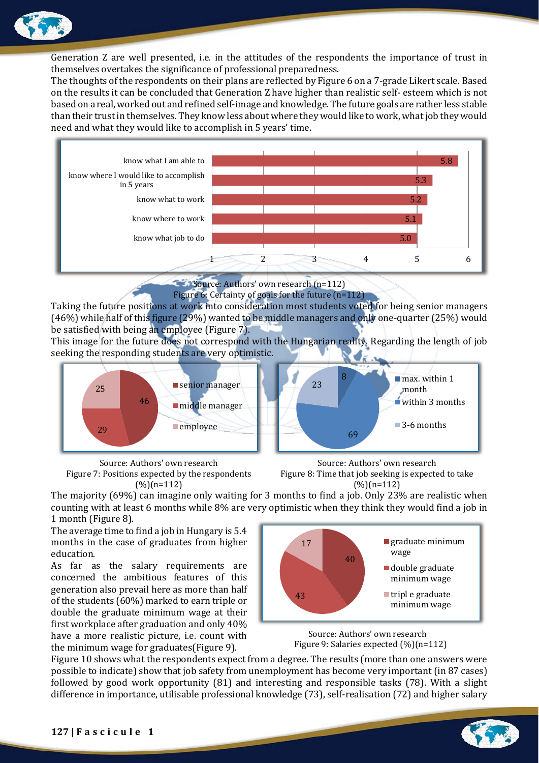Generation Z are well presented, i.e. in the attitudes of the respondents the importance of trust in themselves overtakes the significance of professional preparedness.

The thoughts of the respondents on their plans are reflected by Figure 6 on a 7-grade Likert scale. Based on the results it can be concluded that Generation Z have higher than realistic self- esteem which is not based on a real, worked out and refined self-image and knowledge. The future goals are rather less stable than their trust in themselves. They know less about where they would like to work, what job they would need and what they would like to accomplish in 5 years' time.

| Statement | Value |
|---|---|
| know what I am able to | 5.8 |
| know where I would like to accomplish in 5 years | 5.3 |
| know what to work | 5.2 |
| know where to work | 5.1 |
| know what job to do | 5.0 |

Source: Authors' own research (n=112)

Figure 6: Certainty of goals for the future (n=112)

Taking the future positions at work into consideration most students voted for being senior managers (46%) while half of this figure (29%) wanted to be middle managers and only one-quarter (25%) would be satisfied with being an employee (Figure 7).

This image for the future does not correspond with the Hungarian reality. Regarding the length of job seeking the responding students are very optimistic.

| Position | % |
|---|---|
| senior manager | 46 |
| middle manager | 29 |
| employee | 25 |

Source: Authors' own research

Figure 7: Positions expected by the respondents (%)(n=112)

| Time | % |
|---|---|
| max. within 1 month | 8 |
| within 3 months | 69 |
| 3-6 months | 23 |

Source: Authors' own research

Figure 8: Time that job seeking is expected to take (%)(n=112)

The majority (69%) can imagine only waiting for 3 months to find a job. Only 23% are realistic when counting with at least 6 months while 8% are very optimistic when they think they would find a job in 1 month (Figure 8).

The average time to find a job in Hungary is 5.4 months in the case of graduates from higher education.

As far as the salary requirements are concerned the ambitious features of this generation also prevail here as more than half of the students (60%) marked to earn triple or double the graduate minimum wage at their first workplace after graduation and only 40% have a more realistic picture, i.e. count with the minimum wage for graduates(Figure 9).

| Salary | % |
|---|---|
| graduate minimum wage | 40 |
| double graduate minimum wage | 43 |
| tripl e graduate minimum wage | 17 |

Source: Authors' own research

Figure 9: Salaries expected (%)(n=112)

Figure 10 shows what the respondents expect from a degree. The results (more than one answers were possible to indicate) show that job safety from unemployment has become very important (in 87 cases) followed by good work opportunity (81) and interesting and responsible tasks (78). With a slight difference in importance, utilisable professional knowledge (73), self-realisation (72) and higher salary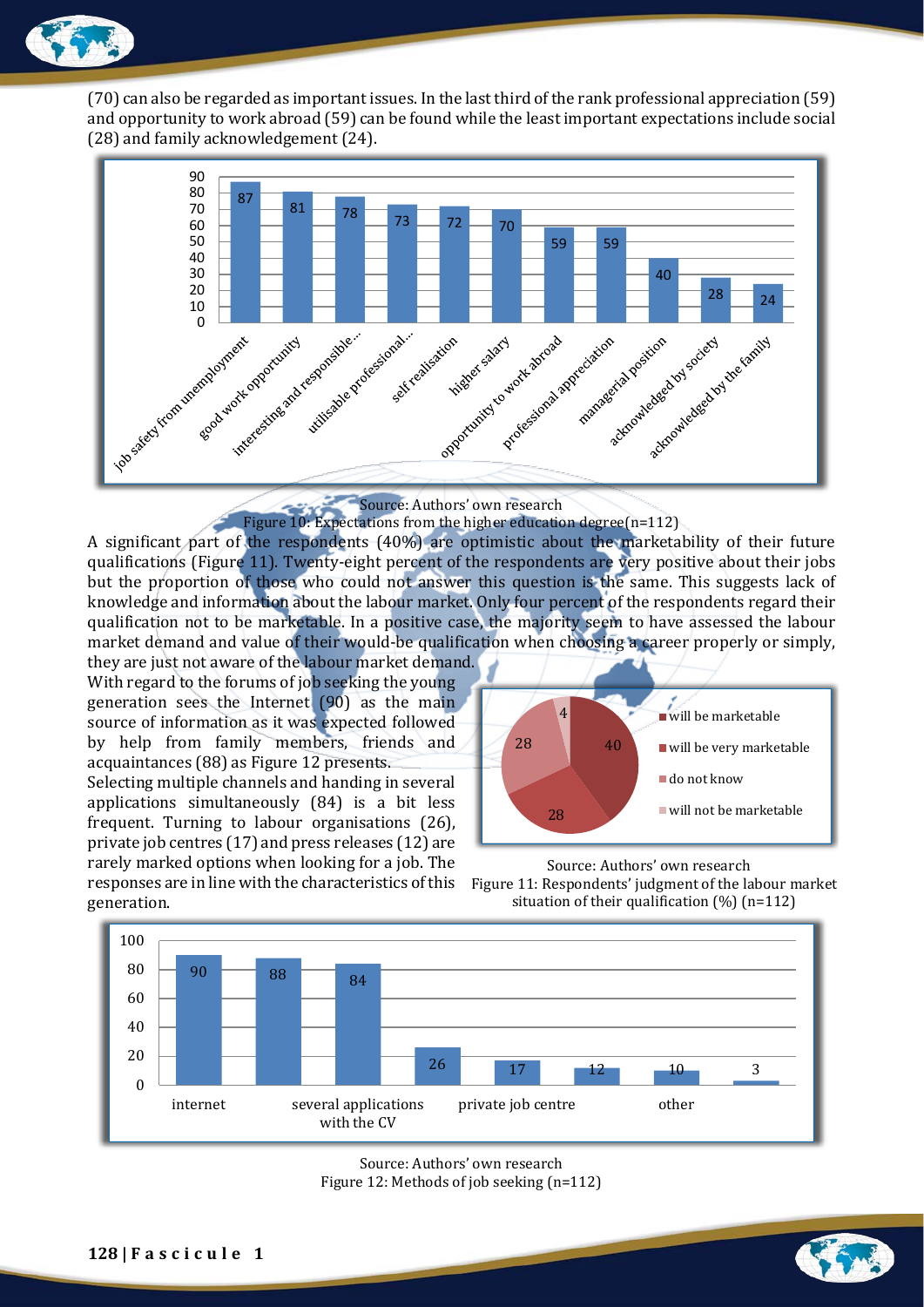(70) can also be regarded as important issues. In the last third of the rank professional appreciation (59) and opportunity to work abroad (59) can be found while the least important expectations include social (28) and family acknowledgement (24).

Source: Authors' own research

Figure 10: Expectations from the higher education degree(n=112)

A significant part of the respondents (40%) are optimistic about the marketability of their future qualifications (Figure 11). Twenty-eight percent of the respondents are very positive about their jobs but the proportion of those who could not answer this question is the same. This suggests lack of knowledge and information about the labour market. Only four percent of the respondents regard their qualification not to be marketable. In a positive case, the majority seem to have assessed the labour market demand and value of their would-be qualification when choosing a career properly or simply, they are just not aware of the labour market demand.

With regard to the forums of job seeking the young generation sees the Internet (90) as the main source of information as it was expected followed by help from family members, friends and acquaintances (88) as Figure 12 presents.

Selecting multiple channels and handing in several applications simultaneously (84) is a bit less frequent. Turning to labour organisations (26), private job centres (17) and press releases (12) are rarely marked options when looking for a job. The responses are in line with the characteristics of this generation.

Source: Authors' own research

Figure 11: Respondents' judgment of the labour market situation of their qualification (%) (n=112)

Source: Authors' own research

Figure 12: Methods of job seeking (n=112)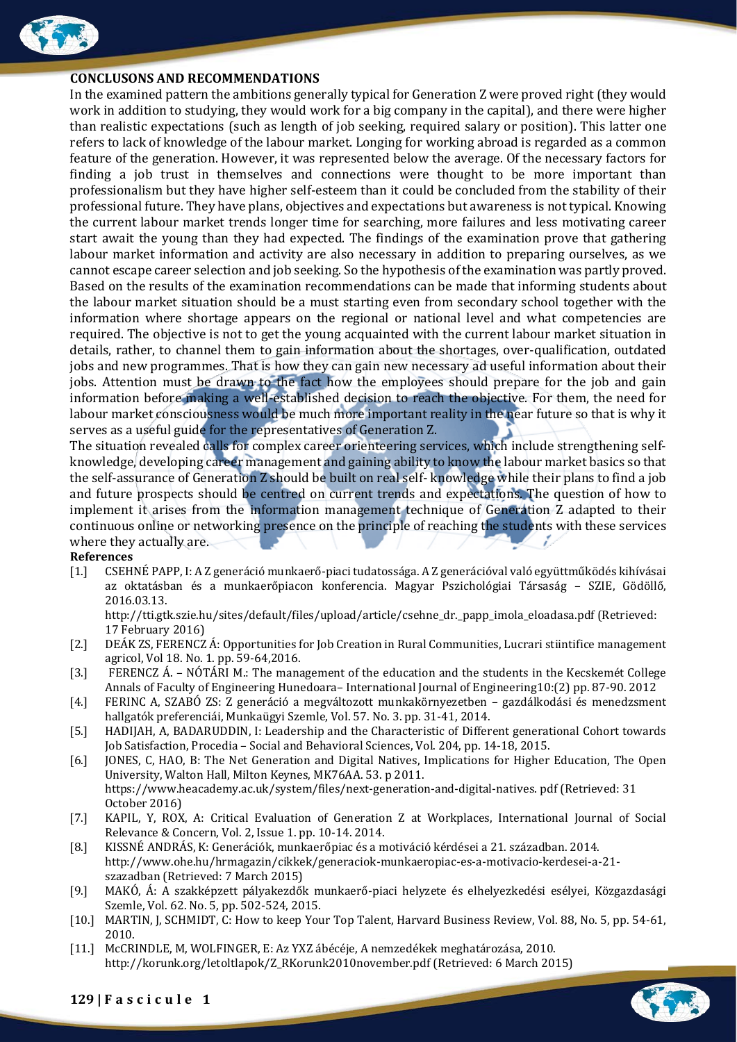## CONCLUSONS AND RECOMMENDATIONS

In the examined pattern the ambitions generally typical for Generation Z were proved right (they would work in addition to studying, they would work for a big company in the capital), and there were higher than realistic expectations (such as length of job seeking, required salary or position). This latter one refers to lack of knowledge of the labour market. Longing for working abroad is regarded as a common feature of the generation. However, it was represented below the average. Of the necessary factors for finding a job trust in themselves and connections were thought to be more important than professionalism but they have higher self-esteem than it could be concluded from the stability of their professional future. They have plans, objectives and expectations but awareness is not typical. Knowing the current labour market trends longer time for searching, more failures and less motivating career start await the young than they had expected. The findings of the examination prove that gathering labour market information and activity are also necessary in addition to preparing ourselves, as we cannot escape career selection and job seeking. So the hypothesis of the examination was partly proved. Based on the results of the examination recommendations can be made that informing students about the labour market situation should be a must starting even from secondary school together with the information where shortage appears on the regional or national level and what competencies are required. The objective is not to get the young acquainted with the current labour market situation in details, rather, to channel them to gain information about the shortages, over-qualification, outdated jobs and new programmes. That is how they can gain new necessary ad useful information about their jobs. Attention must be drawn to the fact how the employees should prepare for the job and gain information before making a well-established decision to reach the objective. For them, the need for labour market consciousness would be much more important reality in the near future so that is why it serves as a useful guide for the representatives of Generation Z.

The situation revealed calls for complex career orienteering services, which include strengthening self-knowledge, developing career management and gaining ability to know the labour market basics so that the self-assurance of Generation Z should be built on real self- knowledge while their plans to find a job and future prospects should be centred on current trends and expectations. The question of how to implement it arises from the information management technique of Generation Z adapted to their continuous online or networking presence on the principle of reaching the students with these services where they actually are.

**References**

[1.] CSEHNÉ PAPP, I: A Z generáció munkaerő-piaci tudatossága. A Z generációval való együttműködés kihívásai az oktatásban és a munkaerőpiacon konferencia. Magyar Pszichológiai Társaság – SZIE, Gödöllő, 2016.03.13. http://tti.gtk.szie.hu/sites/default/files/upload/article/csehne_dr._papp_imola_eloadasa.pdf (Retrieved: 17 February 2016)

[2.] DEÁK ZS, FERENCZ Á: Opportunities for Job Creation in Rural Communities, Lucrari stiintifice management agricol, Vol 18. No. 1. pp. 59-64,2016.

[3.] FERENCZ Á. – NÓTÁRI M.: The management of the education and the students in the Kecskemét College Annals of Faculty of Engineering Hunedoara– International Journal of Engineering10:(2) pp. 87-90. 2012

[4.] FERINC A, SZABÓ ZS: Z generáció a megváltozott munkakörnyezetben – gazdálkodási és menedzsment hallgatók preferenciái, Munkaügyi Szemle, Vol. 57. No. 3. pp. 31-41, 2014.

[5.] HADIJAH, A, BADARUDDIN, I: Leadership and the Characteristic of Different generational Cohort towards Job Satisfaction, Procedia – Social and Behavioral Sciences, Vol. 204, pp. 14-18, 2015.

[6.] JONES, C, HAO, B: The Net Generation and Digital Natives, Implications for Higher Education, The Open University, Walton Hall, Milton Keynes, MK76AA. 53. p 2011. https://www.heacademy.ac.uk/system/files/next-generation-and-digital-natives. pdf (Retrieved: 31 October 2016)

[7.] KAPIL, Y, ROX, A: Critical Evaluation of Generation Z at Workplaces, International Journal of Social Relevance & Concern, Vol. 2, Issue 1. pp. 10-14. 2014.

[8.] KISSNÉ ANDRÁS, K: Generációk, munkaerőpiac és a motiváció kérdései a 21. században. 2014. http://www.ohe.hu/hrmagazin/cikkek/generaciok-munkaeropiac-es-a-motivacio-kerdesei-a-21-szazadban (Retrieved: 7 March 2015)

[9.] MAKÓ, Á: A szakképzett pályakezdők munkaerő-piaci helyzete és elhelyezkedési esélyei, Közgazdasági Szemle, Vol. 62. No. 5, pp. 502-524, 2015.

[10.] MARTIN, J, SCHMIDT, C: How to keep Your Top Talent, Harvard Business Review, Vol. 88, No. 5, pp. 54-61, 2010.

[11.] McCRINDLE, M, WOLFINGER, E: Az YXZ ábécéje, A nemzedékek meghatározása, 2010. http://korunk.org/letoltlapok/Z_RKorunk2010november.pdf (Retrieved: 6 March 2015)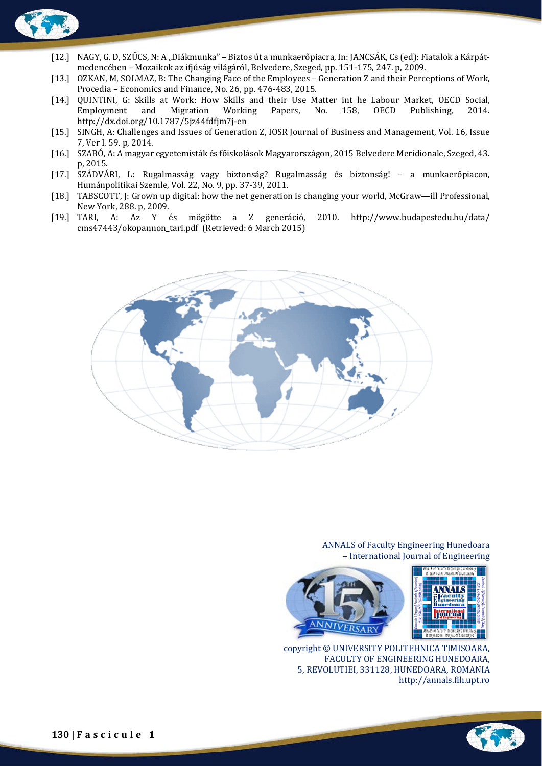[12.] NAGY, G. D, SZŰCS, N: A „Diákmunka" – Biztos út a munkaerőpiacra, In: JANCSÁK, Cs (ed): Fiatalok a Kárpát-medencében – Mozaikok az ifjúság világáról, Belvedere, Szeged, pp. 151-175, 247. p, 2009.

[13.] OZKAN, M, SOLMAZ, B: The Changing Face of the Employees – Generation Z and their Perceptions of Work, Procedia – Economics and Finance, No. 26, pp. 476-483, 2015.

[14.] QUINTINI, G: Skills at Work: How Skills and their Use Matter int he Labour Market, OECD Social, Employment and Migration Working Papers, No. 158, OECD Publishing, 2014. http://dx.doi.org/10.1787/5jz44fdfjm7j-en

[15.] SINGH, A: Challenges and Issues of Generation Z, IOSR Journal of Business and Management, Vol. 16, Issue 7, Ver I. 59. p, 2014.

[16.] SZABÓ, A: A magyar egyetemisták és főiskolások Magyarországon, 2015 Belvedere Meridionale, Szeged, 43. p, 2015.

[17.] SZÁDVÁRI, L: Rugalmasság vagy biztonság? Rugalmasság és biztonság! – a munkaerőpiacon, Humánpolitikai Szemle, Vol. 22, No. 9, pp. 37-39, 2011.

[18.] TABSCOTT, J: Grown up digital: how the net generation is changing your world, McGraw—ill Professional, New York, 288. p, 2009.

[19.] TARI, A: Az Y és mögötte a Z generáció, 2010. http://www.budapestedu.hu/data/cms47443/okopannon_tari.pdf (Retrieved: 6 March 2015)

ANNALS of Faculty Engineering Hunedoara
– International Journal of Engineering

copyright © UNIVERSITY POLITEHNICA TIMISOARA,
FACULTY OF ENGINEERING HUNEDOARA,
5, REVOLUTIEI, 331128, HUNEDOARA, ROMANIA
http://annals.fih.upt.ro